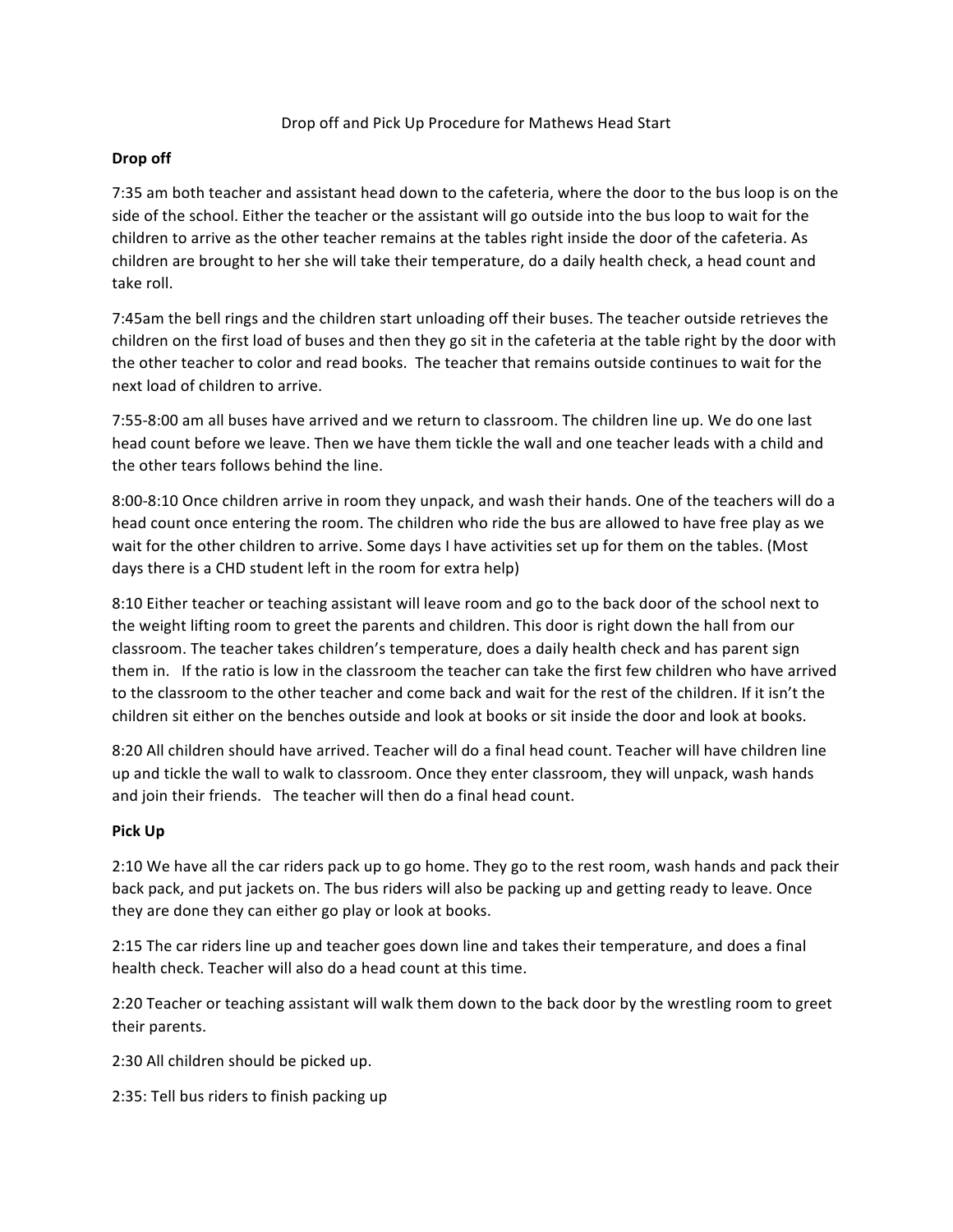# Drop off and Pick Up Procedure for Mathews Head Start

**Drop off**

7:35 am both teacher and assistant head down to the cafeteria, where the door to the bus loop is on the side of the school. Either the teacher or the assistant will go outside into the bus loop to wait for the children to arrive as the other teacher remains at the tables right inside the door of the cafeteria. As children are brought to her she will take their temperature, do a daily health check, a head count and take roll.

7:45am the bell rings and the children start unloading off their buses. The teacher outside retrieves the children on the first load of buses and then they go sit in the cafeteria at the table right by the door with the other teacher to color and read books. The teacher that remains outside continues to wait for the next load of children to arrive.

7:55-8:00 am all buses have arrived and we return to classroom. The children line up. We do one last head count before we leave. Then we have them tickle the wall and one teacher leads with a child and the other tears follows behind the line.

8:00-8:10 Once children arrive in room they unpack, and wash their hands. One of the teachers will do a head count once entering the room. The children who ride the bus are allowed to have free play as we wait for the other children to arrive. Some days I have activities set up for them on the tables. (Most days there is a CHD student left in the room for extra help)

8:10 Either teacher or teaching assistant will leave room and go to the back door of the school next to the weight lifting room to greet the parents and children. This door is right down the hall from our classroom. The teacher takes children's temperature, does a daily health check and has parent sign them in. If the ratio is low in the classroom the teacher can take the first few children who have arrived to the classroom to the other teacher and come back and wait for the rest of the children. If it isn't the children sit either on the benches outside and look at books or sit inside the door and look at books.

8:20 All children should have arrived. Teacher will do a final head count. Teacher will have children line up and tickle the wall to walk to classroom. Once they enter classroom, they will unpack, wash hands and join their friends. The teacher will then do a final head count.

**Pick Up**

2:10 We have all the car riders pack up to go home. They go to the rest room, wash hands and pack their back pack, and put jackets on. The bus riders will also be packing up and getting ready to leave. Once they are done they can either go play or look at books.

2:15 The car riders line up and teacher goes down line and takes their temperature, and does a final health check. Teacher will also do a head count at this time.

2:20 Teacher or teaching assistant will walk them down to the back door by the wrestling room to greet their parents.

2:30 All children should be picked up.

2:35: Tell bus riders to finish packing up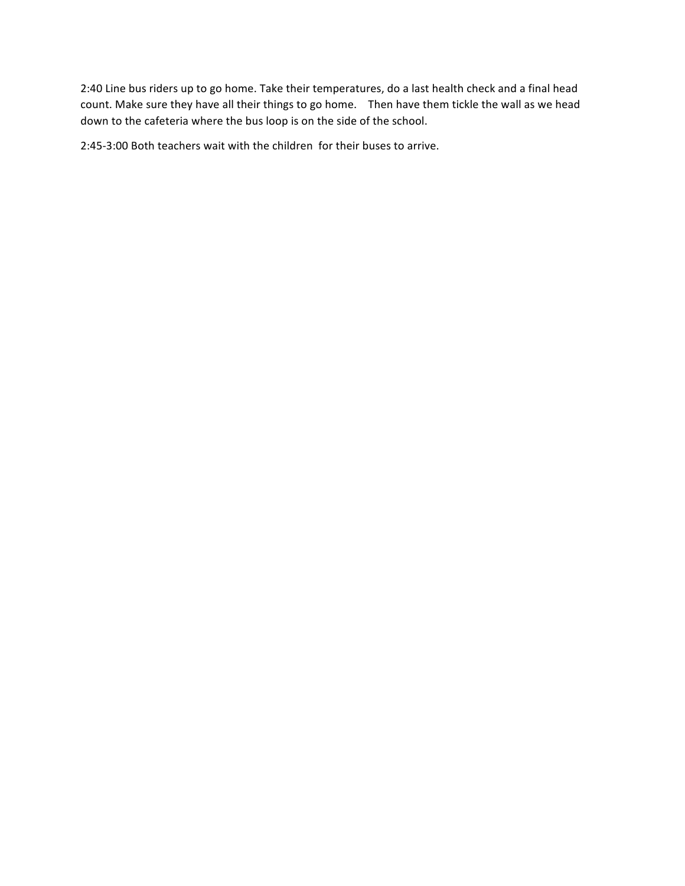2:40 Line bus riders up to go home. Take their temperatures, do a last health check and a final head count. Make sure they have all their things to go home. Then have them tickle the wall as we head down to the cafeteria where the bus loop is on the side of the school.

2:45-3:00 Both teachers wait with the children for their buses to arrive.